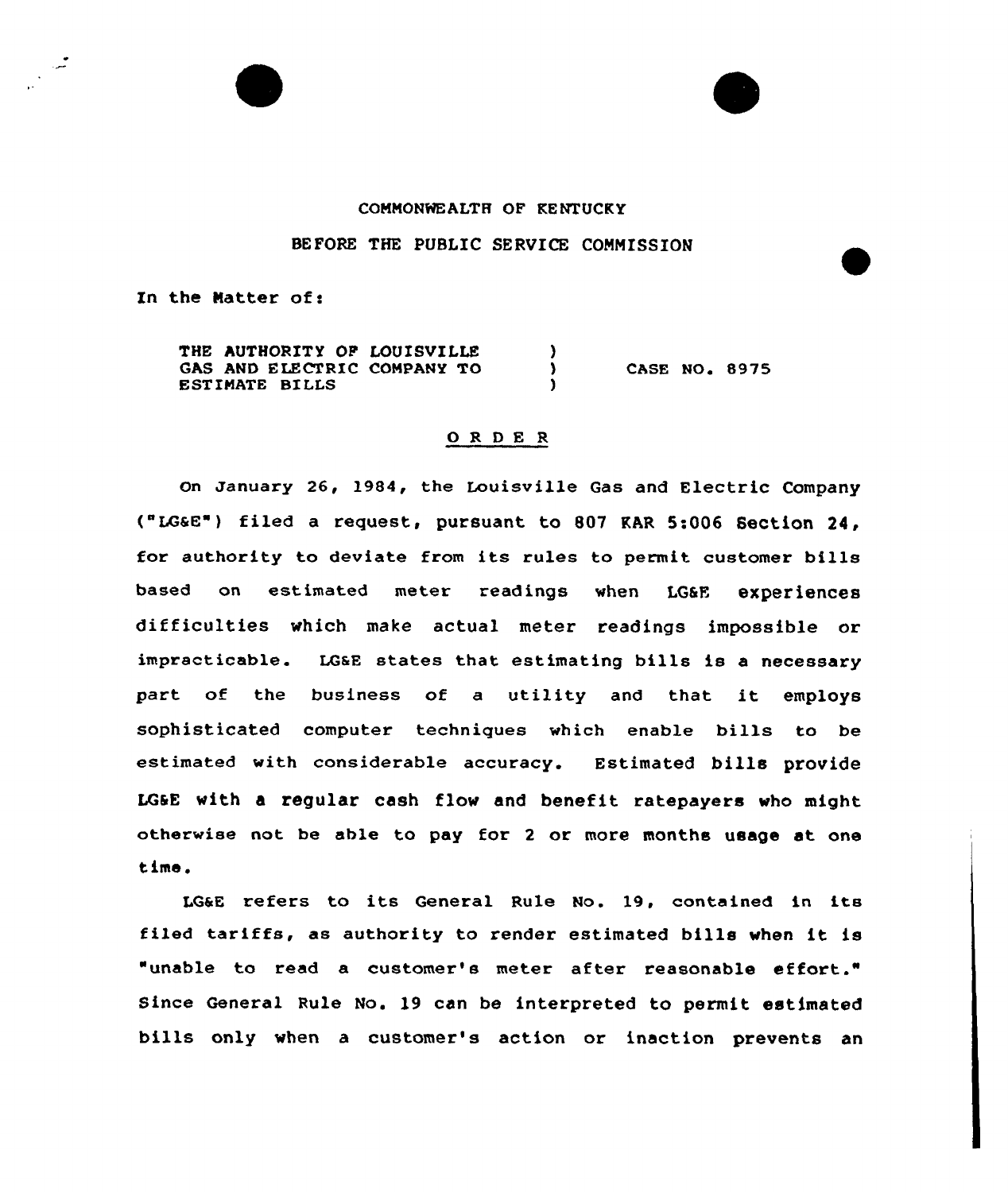COMMONWEALTH OF KENTUCKY

BEFORE THE PUBLIC SERVICE COMMISSION

In the Matter of:

| | | |
|---|---|---|
| THE AUTHORITY OF LOUISVILLE GAS AND ELECTRIC COMPANY TO ESTIMATE BILLS | ) ) ) | CASE NO. 8975 |

## O R D E R

On January 26, 1984, the Louisville Gas and Electric Company ("LG&E") filed a request, pursuant to 807 KAR 5:006 Section 24, for authority to deviate from its rules to permit customer bills based on estimated meter readings when LG&E experiences difficulties which make actual meter readings impossible or impracticable. LG&E states that estimating bills is a necessary part of the business of a utility and that it employs sophisticated computer techniques which enable bills to be estimated with considerable accuracy. Estimated bills provide LG&E with a regular cash flow and benefit ratepayers who might otherwise not be able to pay for 2 or more months usage at one time.

LG&E refers to its General Rule No. 19, contained in its filed tariffs, as authority to render estimated bills when it is "unable to read a customer's meter after reasonable effort." Since General Rule No. 19 can be interpreted to permit estimated bills only when a customer's action or inaction prevents an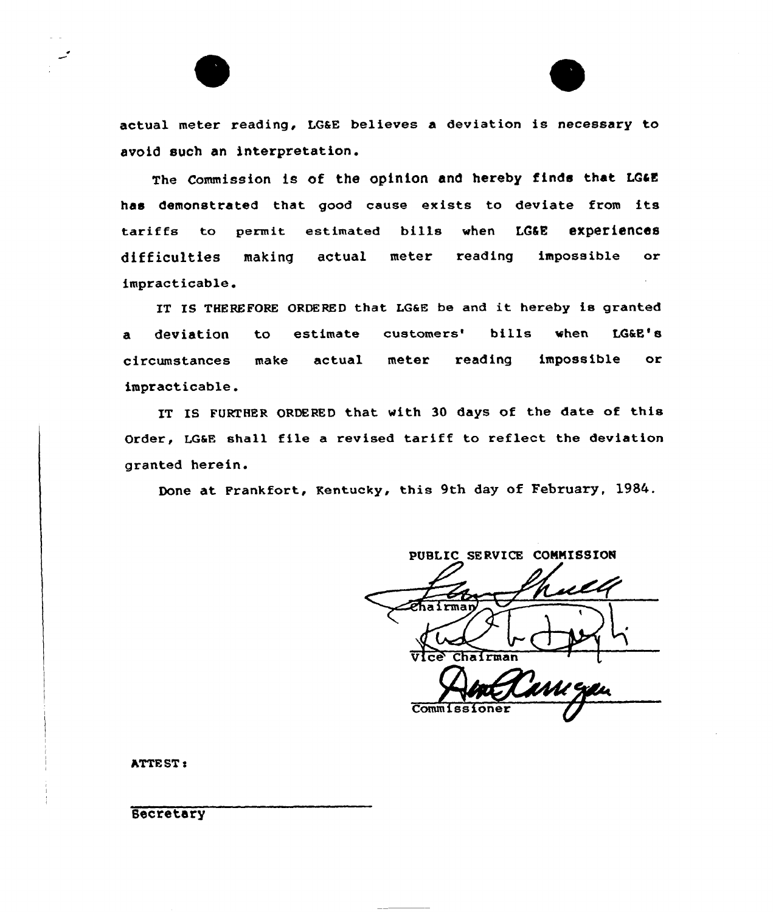actual meter reading, LG&E believes a deviation is necessary to avoid such an interpretation.

The Commission is of the opinion and hereby finds that LG&E has demonstrated that good cause exists to deviate from its tariffs to permit estimated bills when LG&E experiences difficulties making actual meter reading impossible or impracticable.

IT IS THEREFORE ORDERED that LG&E be and it hereby is granted a deviation to estimate customers' bills when LG&E's circumstances make actual meter reading impossible or impracticable.

IT IS FURTHER ORDERED that with 30 days of the date of this Order, LG&E shall file a revised tariff to reflect the deviation granted herein.

Done at Frankfort, Kentucky, this 9th day of February, 1984.

PUBLIC SERVICE COMMISSION

Chairman

Vice Chairman

Commissioner

ATTEST:

Secretary